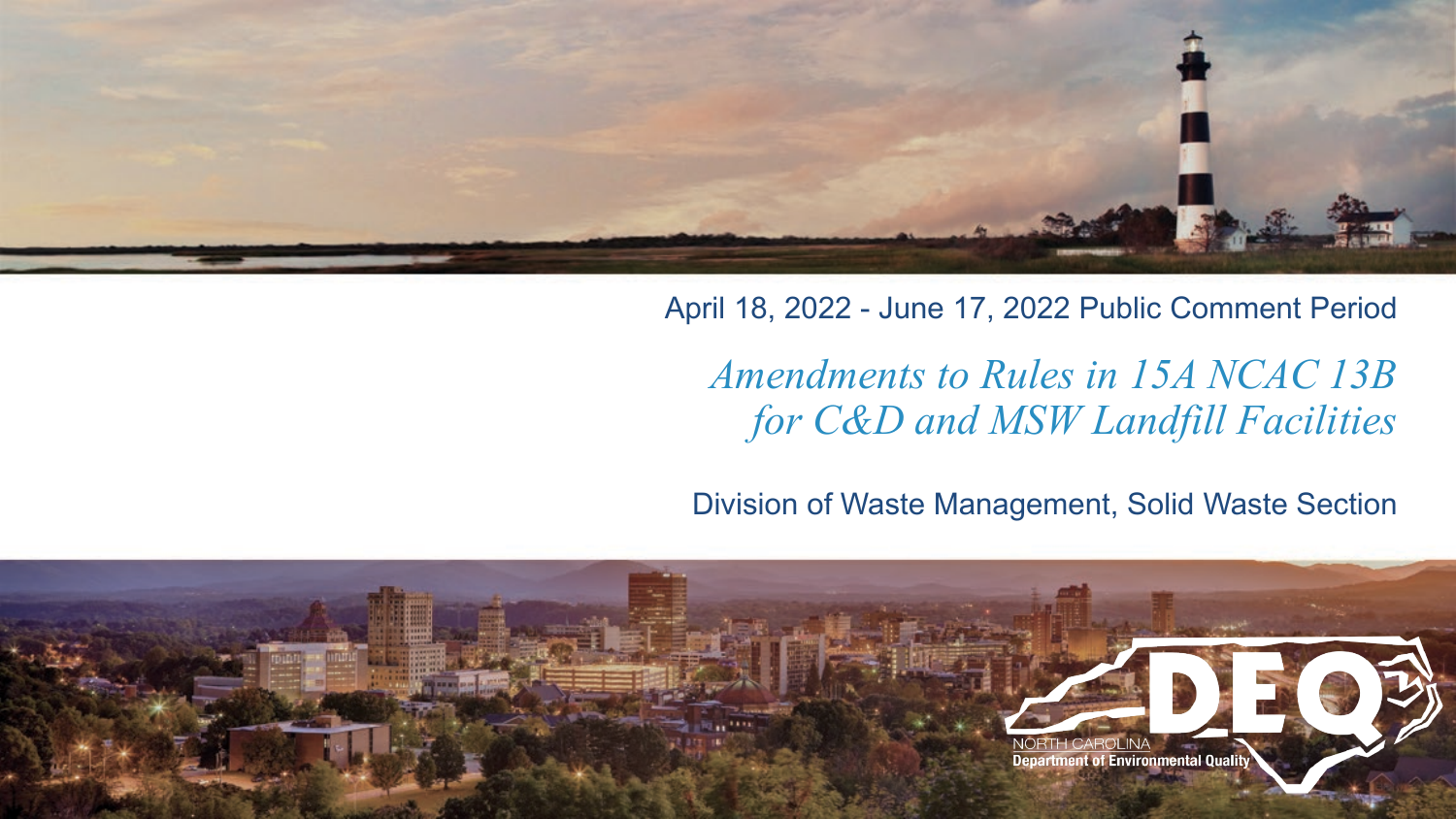April 18, 2022 - June 17, 2022 Public Comment Period

# *Amendments to Rules in 15A NCAC 13B for C&D and MSW Landfill Facilities*

Division of Waste Management, Solid Waste Section

NORTH CAROLINA
Department of Environmental Quality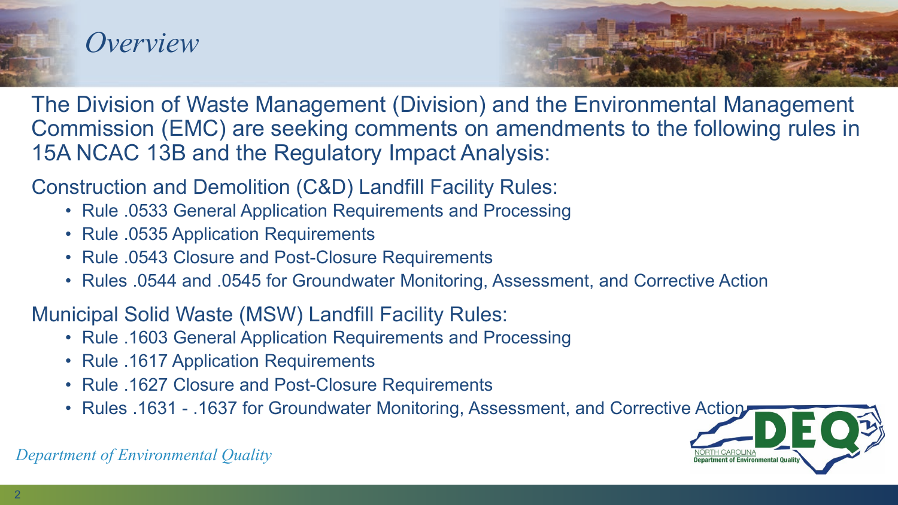# Overview

The Division of Waste Management (Division) and the Environmental Management Commission (EMC) are seeking comments on amendments to the following rules in 15A NCAC 13B and the Regulatory Impact Analysis:

Construction and Demolition (C&D) Landfill Facility Rules:

- Rule .0533 General Application Requirements and Processing
- Rule .0535 Application Requirements
- Rule .0543 Closure and Post-Closure Requirements
- Rules .0544 and .0545 for Groundwater Monitoring, Assessment, and Corrective Action

Municipal Solid Waste (MSW) Landfill Facility Rules:

- Rule .1603 General Application Requirements and Processing
- Rule .1617 Application Requirements
- Rule .1627 Closure and Post-Closure Requirements
- Rules .1631 - .1637 for Groundwater Monitoring, Assessment, and Corrective Action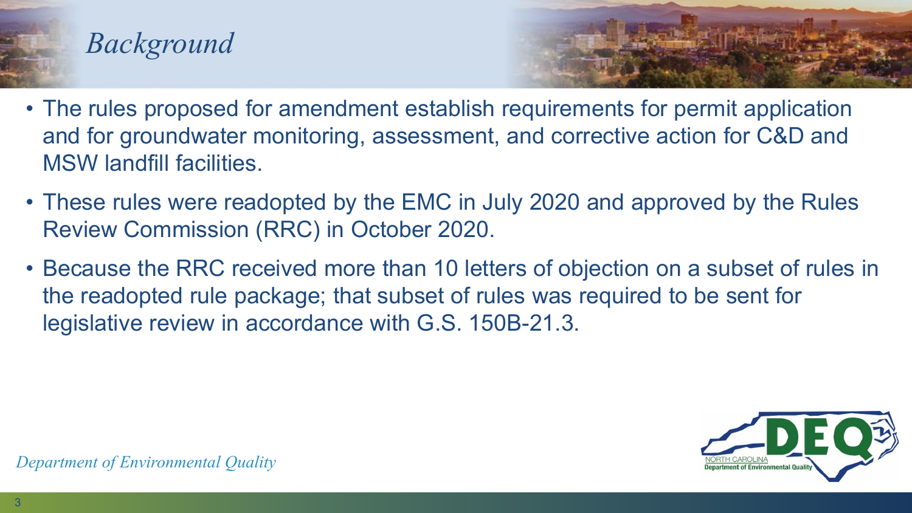# *Background*

- The rules proposed for amendment establish requirements for permit application and for groundwater monitoring, assessment, and corrective action for C&D and MSW landfill facilities.
- These rules were readopted by the EMC in July 2020 and approved by the Rules Review Commission (RRC) in October 2020.
- Because the RRC received more than 10 letters of objection on a subset of rules in the readopted rule package; that subset of rules was required to be sent for legislative review in accordance with G.S. 150B-21.3.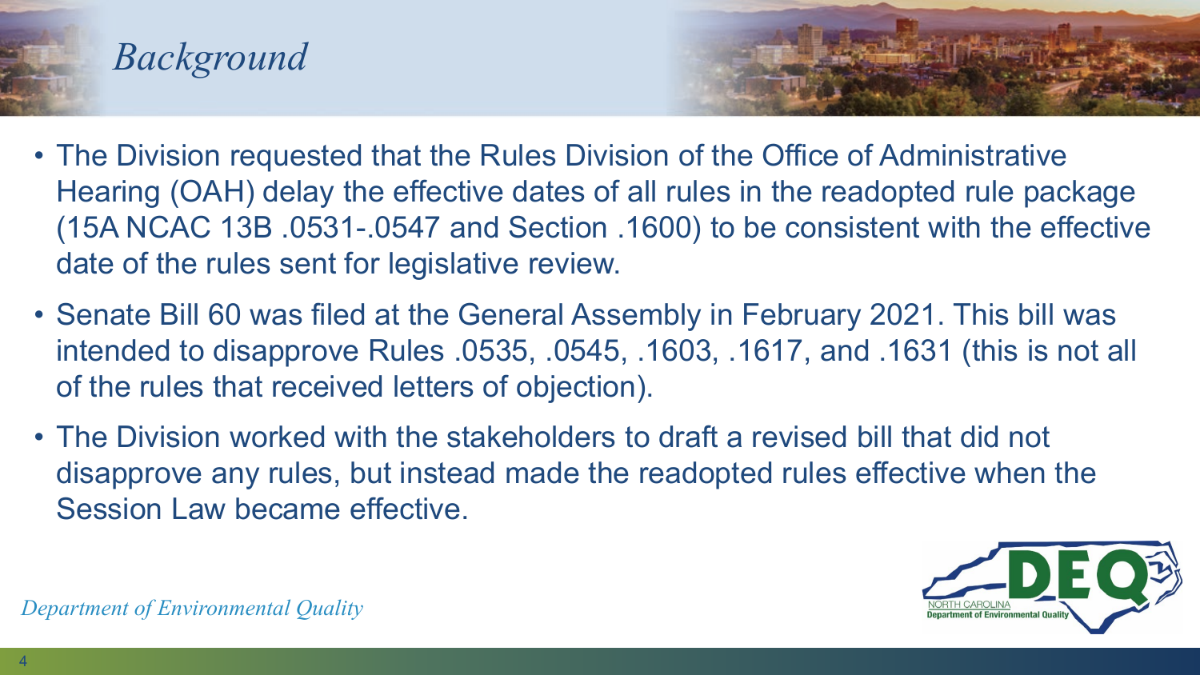# *Background*

- The Division requested that the Rules Division of the Office of Administrative Hearing (OAH) delay the effective dates of all rules in the readopted rule package (15A NCAC 13B .0531-.0547 and Section .1600) to be consistent with the effective date of the rules sent for legislative review.
- Senate Bill 60 was filed at the General Assembly in February 2021. This bill was intended to disapprove Rules .0535, .0545, .1603, .1617, and .1631 (this is not all of the rules that received letters of objection).
- The Division worked with the stakeholders to draft a revised bill that did not disapprove any rules, but instead made the readopted rules effective when the Session Law became effective.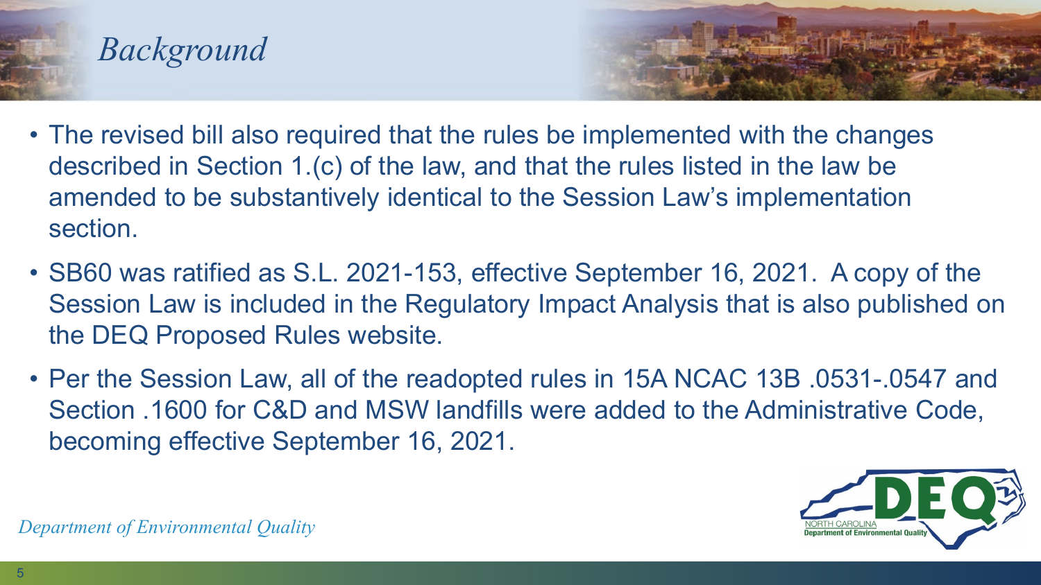# *Background*

- The revised bill also required that the rules be implemented with the changes described in Section 1.(c) of the law, and that the rules listed in the law be amended to be substantively identical to the Session Law's implementation section.
- SB60 was ratified as S.L. 2021-153, effective September 16, 2021. A copy of the Session Law is included in the Regulatory Impact Analysis that is also published on the DEQ Proposed Rules website.
- Per the Session Law, all of the readopted rules in 15A NCAC 13B .0531-.0547 and Section .1600 for C&D and MSW landfills were added to the Administrative Code, becoming effective September 16, 2021.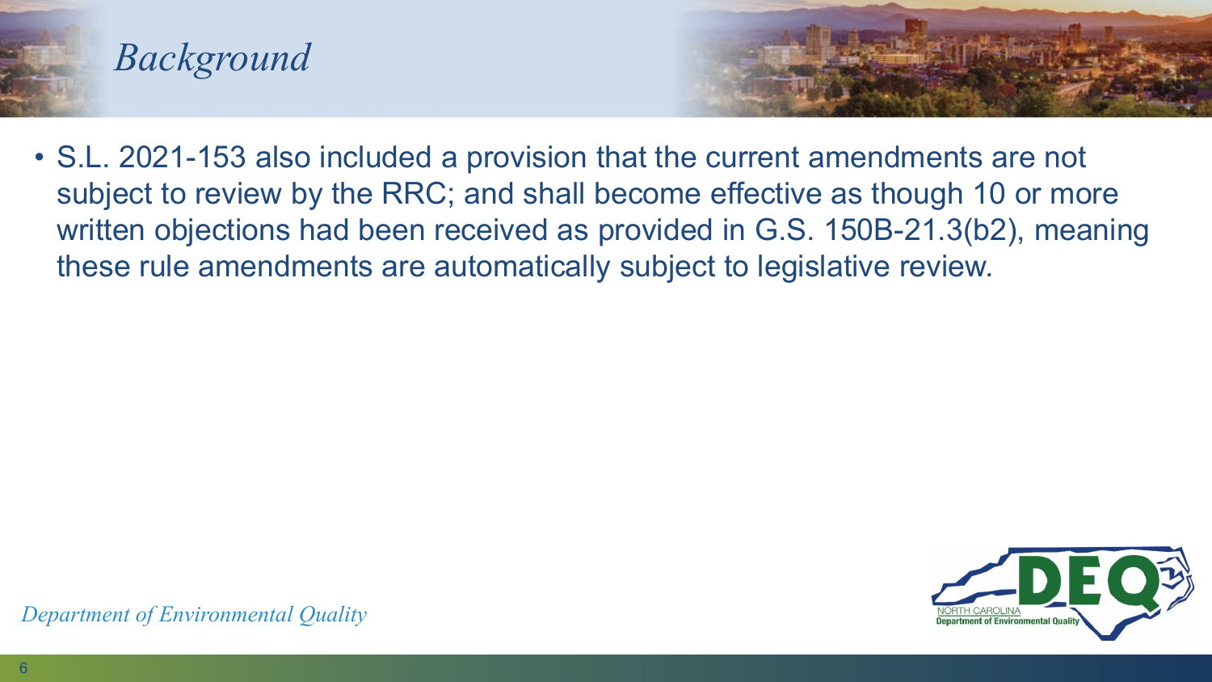## *Background*

- S.L. 2021-153 also included a provision that the current amendments are not subject to review by the RRC; and shall become effective as though 10 or more written objections had been received as provided in G.S. 150B-21.3(b2), meaning these rule amendments are automatically subject to legislative review.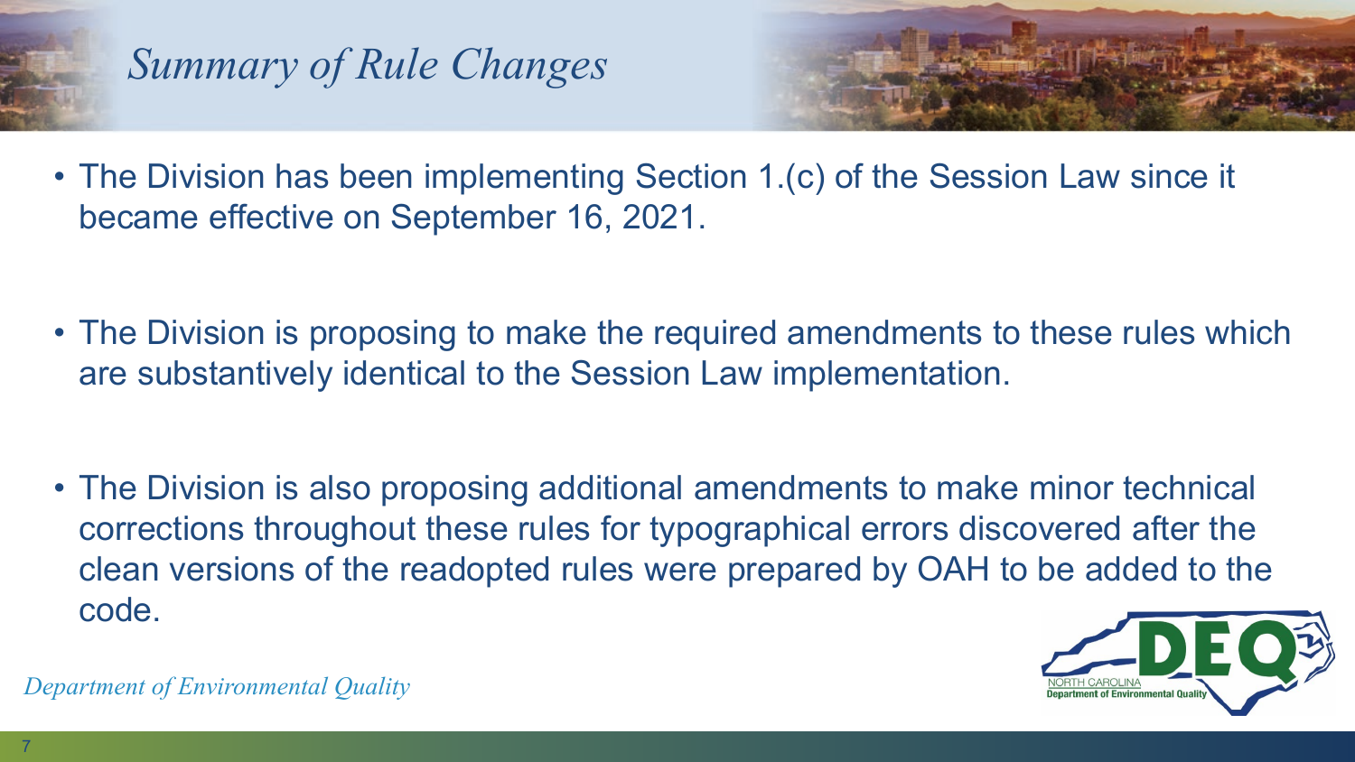# *Summary of Rule Changes*

- The Division has been implementing Section 1.(c) of the Session Law since it became effective on September 16, 2021.
- The Division is proposing to make the required amendments to these rules which are substantively identical to the Session Law implementation.
- The Division is also proposing additional amendments to make minor technical corrections throughout these rules for typographical errors discovered after the clean versions of the readopted rules were prepared by OAH to be added to the code.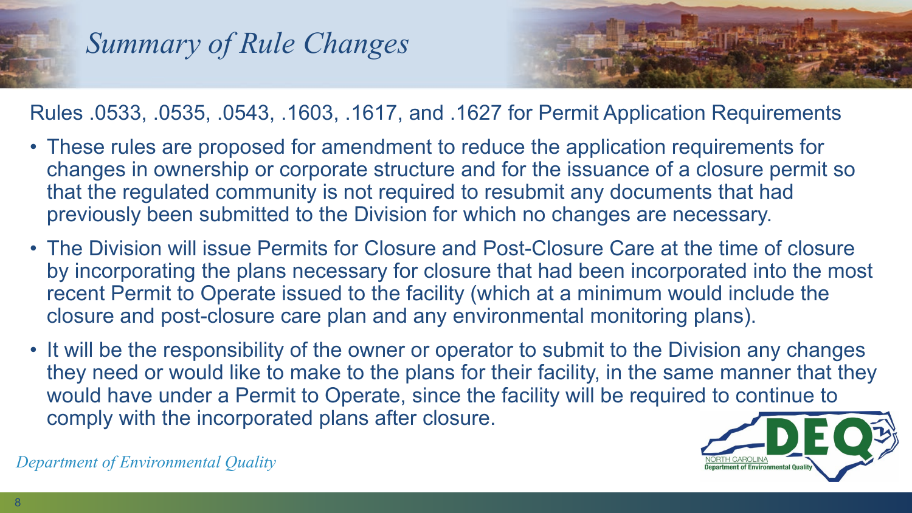# *Summary of Rule Changes*

Rules .0533, .0535, .0543, .1603, .1617, and .1627 for Permit Application Requirements

- These rules are proposed for amendment to reduce the application requirements for changes in ownership or corporate structure and for the issuance of a closure permit so that the regulated community is not required to resubmit any documents that had previously been submitted to the Division for which no changes are necessary.
- The Division will issue Permits for Closure and Post-Closure Care at the time of closure by incorporating the plans necessary for closure that had been incorporated into the most recent Permit to Operate issued to the facility (which at a minimum would include the closure and post-closure care plan and any environmental monitoring plans).
- It will be the responsibility of the owner or operator to submit to the Division any changes they need or would like to make to the plans for their facility, in the same manner that they would have under a Permit to Operate, since the facility will be required to continue to comply with the incorporated plans after closure.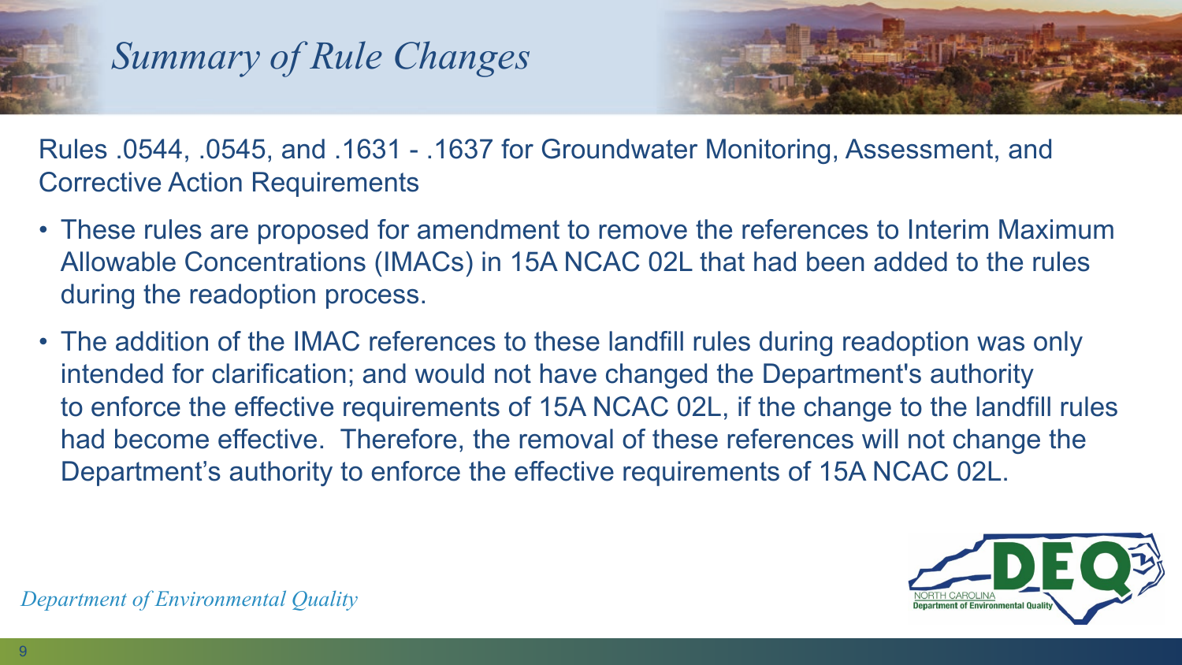# *Summary of Rule Changes*

Rules .0544, .0545, and .1631 - .1637 for Groundwater Monitoring, Assessment, and Corrective Action Requirements

- These rules are proposed for amendment to remove the references to Interim Maximum Allowable Concentrations (IMACs) in 15A NCAC 02L that had been added to the rules during the readoption process.
- The addition of the IMAC references to these landfill rules during readoption was only intended for clarification; and would not have changed the Department's authority to enforce the effective requirements of 15A NCAC 02L, if the change to the landfill rules had become effective. Therefore, the removal of these references will not change the Department's authority to enforce the effective requirements of 15A NCAC 02L.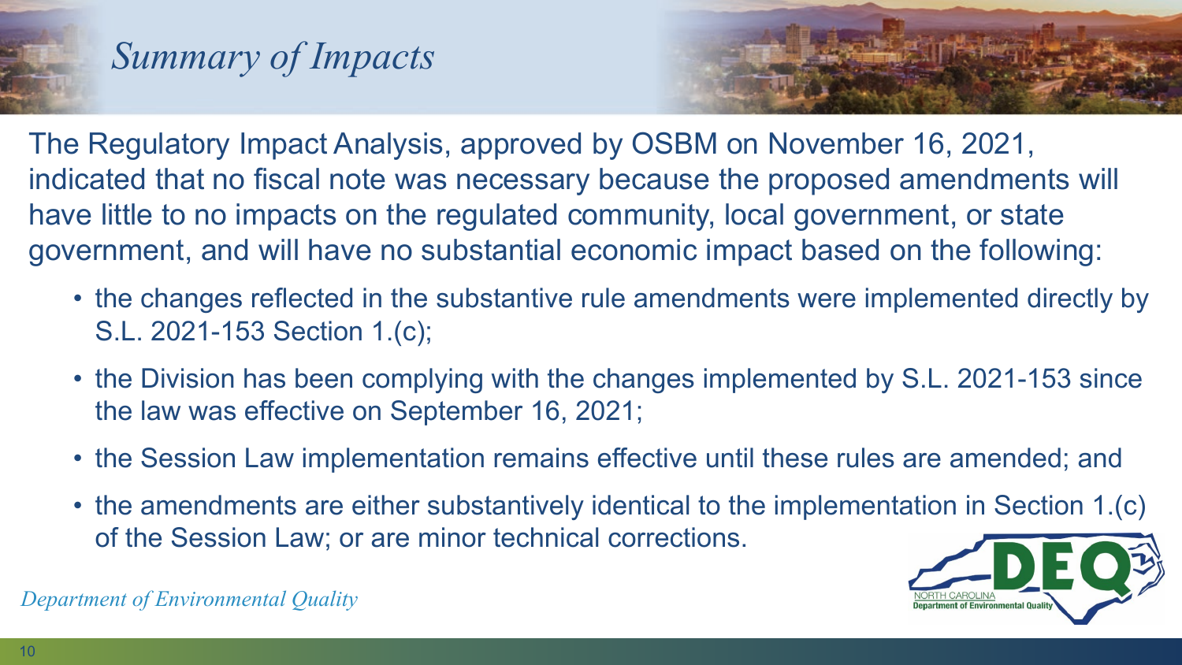## Summary of Impacts

The Regulatory Impact Analysis, approved by OSBM on November 16, 2021, indicated that no fiscal note was necessary because the proposed amendments will have little to no impacts on the regulated community, local government, or state government, and will have no substantial economic impact based on the following:

- the changes reflected in the substantive rule amendments were implemented directly by S.L. 2021-153 Section 1.(c);
- the Division has been complying with the changes implemented by S.L. 2021-153 since the law was effective on September 16, 2021;
- the Session Law implementation remains effective until these rules are amended; and
- the amendments are either substantively identical to the implementation in Section 1.(c) of the Session Law; or are minor technical corrections.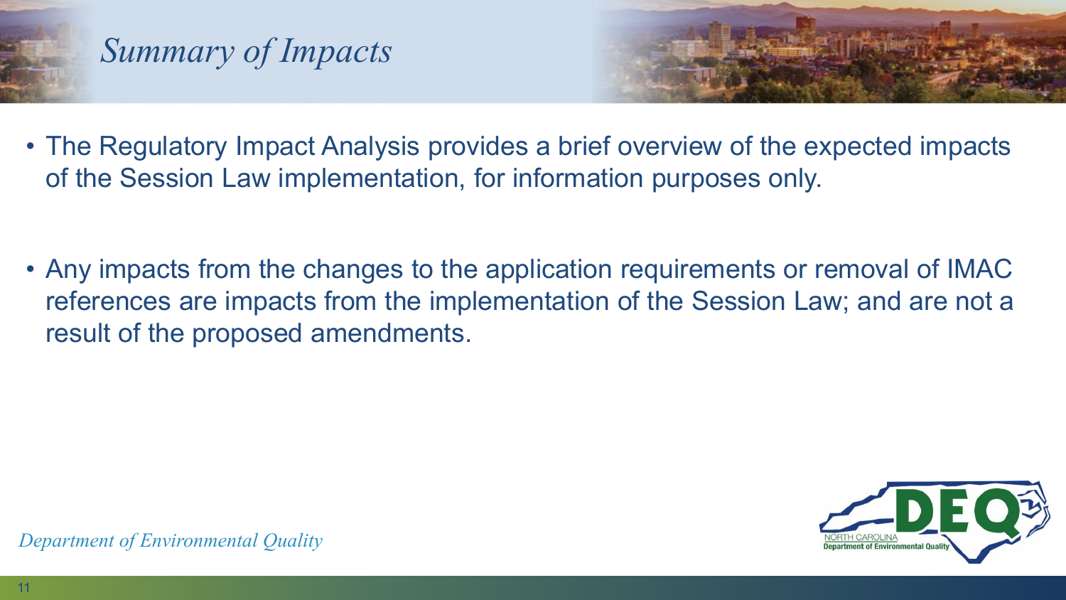# *Summary of Impacts*

- The Regulatory Impact Analysis provides a brief overview of the expected impacts of the Session Law implementation, for information purposes only.

- Any impacts from the changes to the application requirements or removal of IMAC references are impacts from the implementation of the Session Law; and are not a result of the proposed amendments.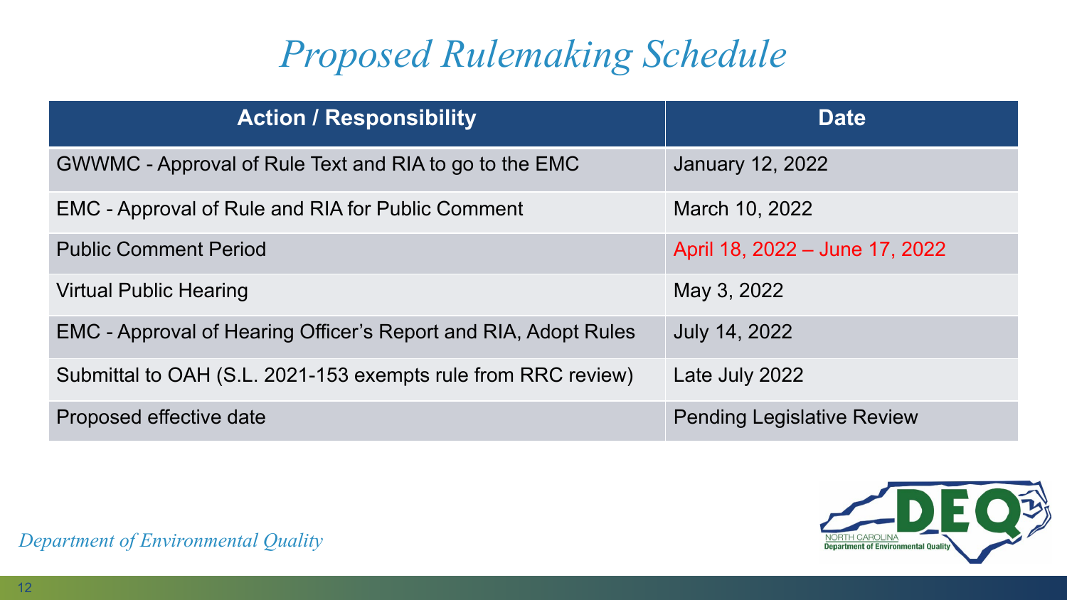# *Proposed Rulemaking Schedule*

| Action / Responsibility | Date |
| --- | --- |
| GWWMC - Approval of Rule Text and RIA to go to the EMC | January 12, 2022 |
| EMC - Approval of Rule and RIA for Public Comment | March 10, 2022 |
| Public Comment Period | April 18, 2022 – June 17, 2022 |
| Virtual Public Hearing | May 3, 2022 |
| EMC - Approval of Hearing Officer's Report and RIA, Adopt Rules | July 14, 2022 |
| Submittal to OAH (S.L. 2021-153 exempts rule from RRC review) | Late July 2022 |
| Proposed effective date | Pending Legislative Review |

*Department of Environmental Quality*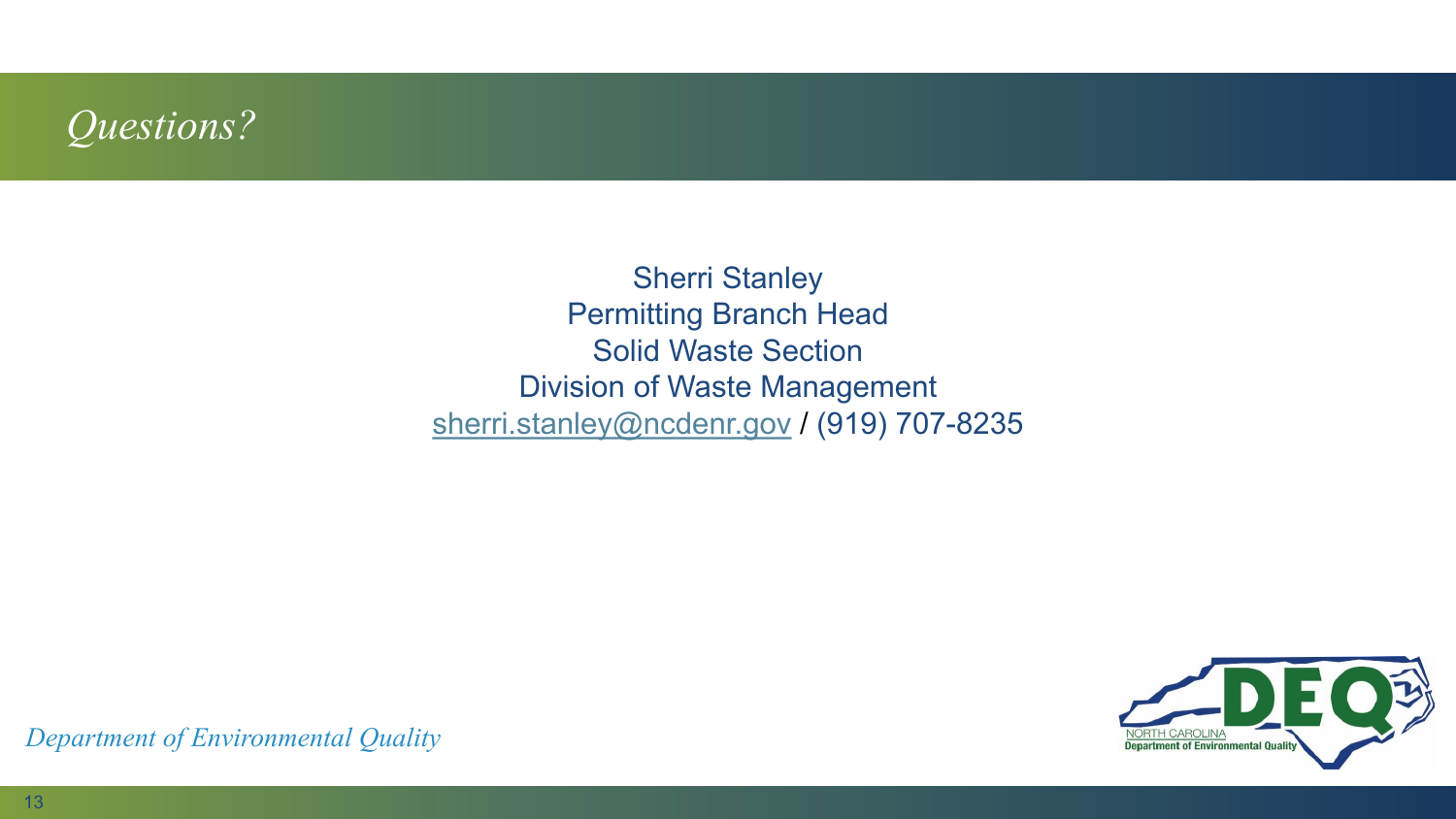# *Questions?*

Sherri Stanley
Permitting Branch Head
Solid Waste Section
Division of Waste Management
sherri.stanley@ncdenr.gov / (919) 707-8235

*Department of Environmental Quality*